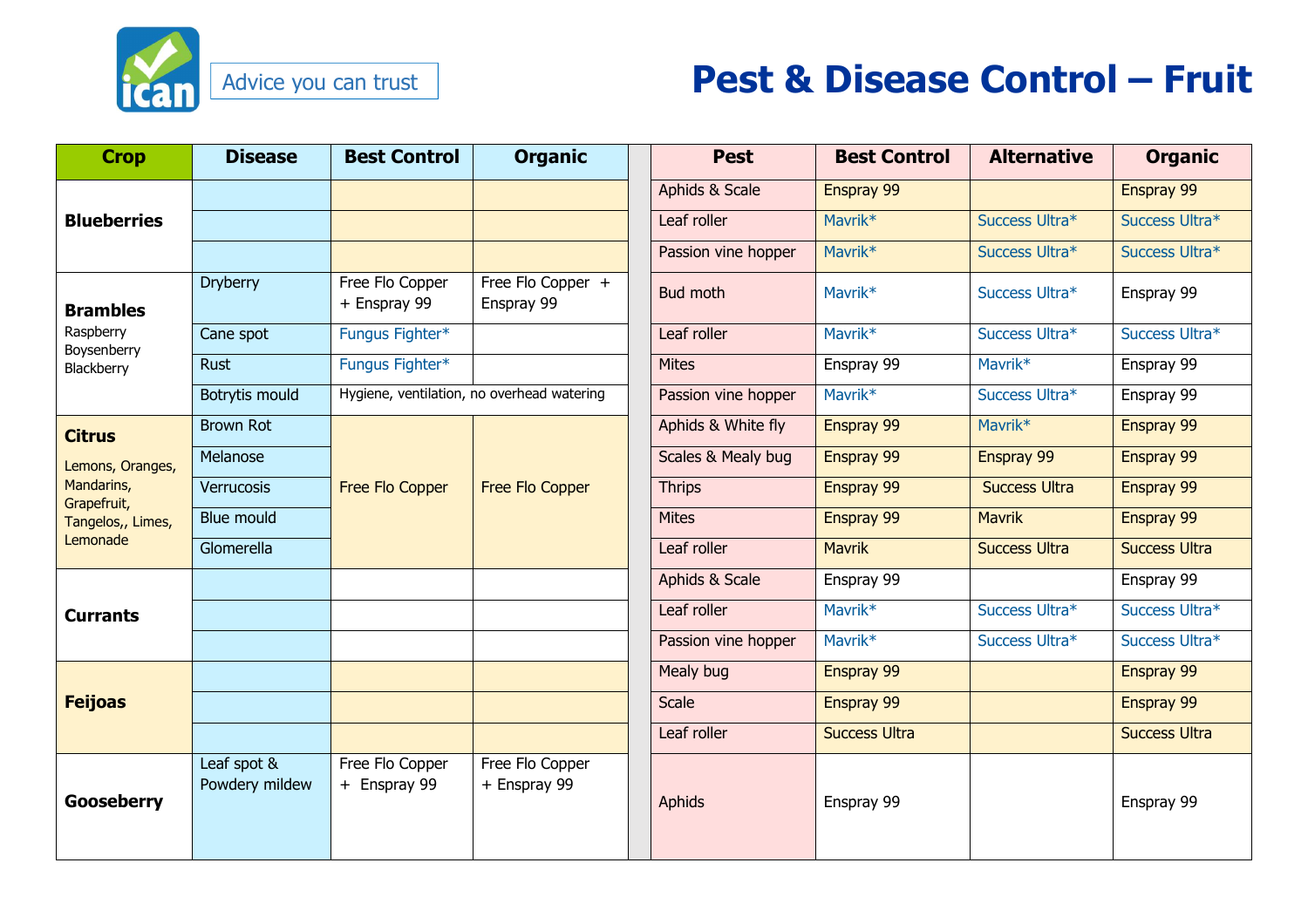Advice you can trust

# Pest & Disease Control – Fruit

| Crop | Disease | Best Control | Organic | Pest | Best Control | Alternative | Organic |
|---|---|---|---|---|---|---|---|
| **Blueberries** | | | | Aphids & Scale | Enspray 99 | | Enspray 99 |
| | | | | Leaf roller | Mavrik* | Success Ultra* | Success Ultra* |
| | | | | Passion vine hopper | Mavrik* | Success Ultra* | Success Ultra* |
| **Brambles** Raspberry Boysenberry Blackberry | Dryberry | Free Flo Copper + Enspray 99 | Free Flo Copper + Enspray 99 | Bud moth | Mavrik* | Success Ultra* | Enspray 99 |
| | Cane spot | Fungus Fighter* | | Leaf roller | Mavrik* | Success Ultra* | Success Ultra* |
| | Rust | Fungus Fighter* | | Mites | Enspray 99 | Mavrik* | Enspray 99 |
| | Botrytis mould | Hygiene, ventilation, no overhead watering | | Passion vine hopper | Mavrik* | Success Ultra* | Enspray 99 |
| **Citrus** Lemons, Oranges, Mandarins, Grapefruit, Tangelos,, Limes, Lemonade | Brown Rot | Free Flo Copper | Free Flo Copper | Aphids & White fly | Enspray 99 | Mavrik* | Enspray 99 |
| | Melanose | | | Scales & Mealy bug | Enspray 99 | Enspray 99 | Enspray 99 |
| | Verrucosis | | | Thrips | Enspray 99 | Success Ultra | Enspray 99 |
| | Blue mould | | | Mites | Enspray 99 | Mavrik | Enspray 99 |
| | Glomerella | | | Leaf roller | Mavrik | Success Ultra | Success Ultra |
| **Currants** | | | | Aphids & Scale | Enspray 99 | | Enspray 99 |
| | | | | Leaf roller | Mavrik* | Success Ultra* | Success Ultra* |
| | | | | Passion vine hopper | Mavrik* | Success Ultra* | Success Ultra* |
| **Feijoas** | | | | Mealy bug | Enspray 99 | | Enspray 99 |
| | | | | Scale | Enspray 99 | | Enspray 99 |
| | | | | Leaf roller | Success Ultra | | Success Ultra |
| **Gooseberry** | Leaf spot & Powdery mildew | Free Flo Copper + Enspray 99 | Free Flo Copper + Enspray 99 | Aphids | Enspray 99 | | Enspray 99 |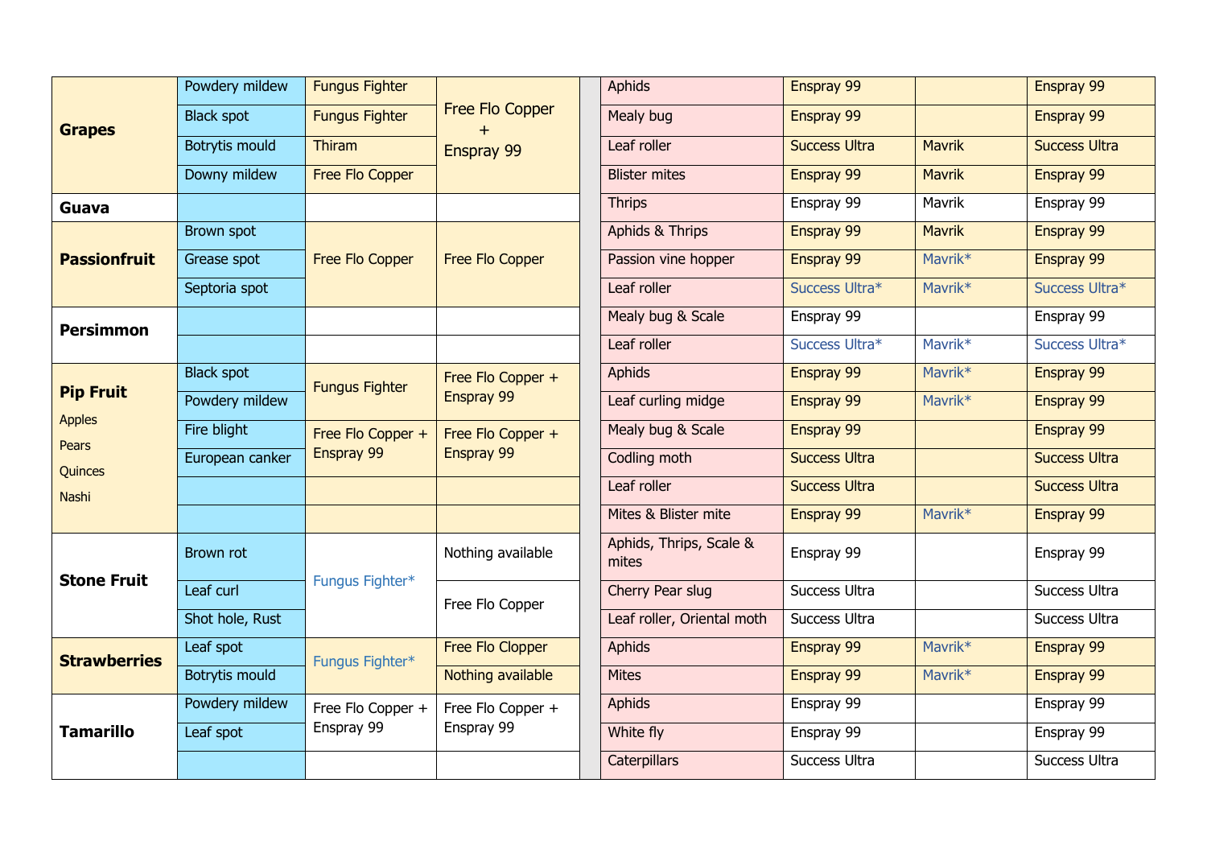| | | | | | | | | |
|---|---|---|---|---|---|---|---|---|
| **Grapes** | Powdery mildew | Fungus Fighter | Free Flo Copper + Enspray 99 | | Aphids | Enspray 99 | | Enspray 99 |
| | Black spot | Fungus Fighter | | | Mealy bug | Enspray 99 | | Enspray 99 |
| | Botrytis mould | Thiram | | | Leaf roller | Success Ultra | Mavrik | Success Ultra |
| | Downy mildew | Free Flo Copper | | | Blister mites | Enspray 99 | Mavrik | Enspray 99 |
| **Guava** | | | | | Thrips | Enspray 99 | Mavrik | Enspray 99 |
| **Passionfruit** | Brown spot | Free Flo Copper | Free Flo Copper | | Aphids & Thrips | Enspray 99 | Mavrik | Enspray 99 |
| | Grease spot | | | | Passion vine hopper | Enspray 99 | Mavrik* | Enspray 99 |
| | Septoria spot | | | | Leaf roller | Success Ultra* | Mavrik* | Success Ultra* |
| **Persimmon** | | | | | Mealy bug & Scale | Enspray 99 | | Enspray 99 |
| | | | | | Leaf roller | Success Ultra* | Mavrik* | Success Ultra* |
| **Pip Fruit** Apples Pears Quinces Nashi | Black spot | Fungus Fighter | Free Flo Copper + Enspray 99 | | Aphids | Enspray 99 | Mavrik* | Enspray 99 |
| | Powdery mildew | | | | Leaf curling midge | Enspray 99 | Mavrik* | Enspray 99 |
| | Fire blight | Free Flo Copper + Enspray 99 | Free Flo Copper + Enspray 99 | | Mealy bug & Scale | Enspray 99 | | Enspray 99 |
| | European canker | | | | Codling moth | Success Ultra | | Success Ultra |
| | | | | | Leaf roller | Success Ultra | | Success Ultra |
| | | | | | Mites & Blister mite | Enspray 99 | Mavrik* | Enspray 99 |
| **Stone Fruit** | Brown rot | Fungus Fighter* | Nothing available | | Aphids, Thrips, Scale & mites | Enspray 99 | | Enspray 99 |
| | Leaf curl | | Free Flo Copper | | Cherry Pear slug | Success Ultra | | Success Ultra |
| | Shot hole, Rust | | | | Leaf roller, Oriental moth | Success Ultra | | Success Ultra |
| **Strawberries** | Leaf spot | Fungus Fighter* | Free Flo Clopper | | Aphids | Enspray 99 | Mavrik* | Enspray 99 |
| | Botrytis mould | | Nothing available | | Mites | Enspray 99 | Mavrik* | Enspray 99 |
| **Tamarillo** | Powdery mildew | Free Flo Copper + Enspray 99 | Free Flo Copper + Enspray 99 | | Aphids | Enspray 99 | | Enspray 99 |
| | Leaf spot | | | | White fly | Enspray 99 | | Enspray 99 |
| | | | | | Caterpillars | Success Ultra | | Success Ultra |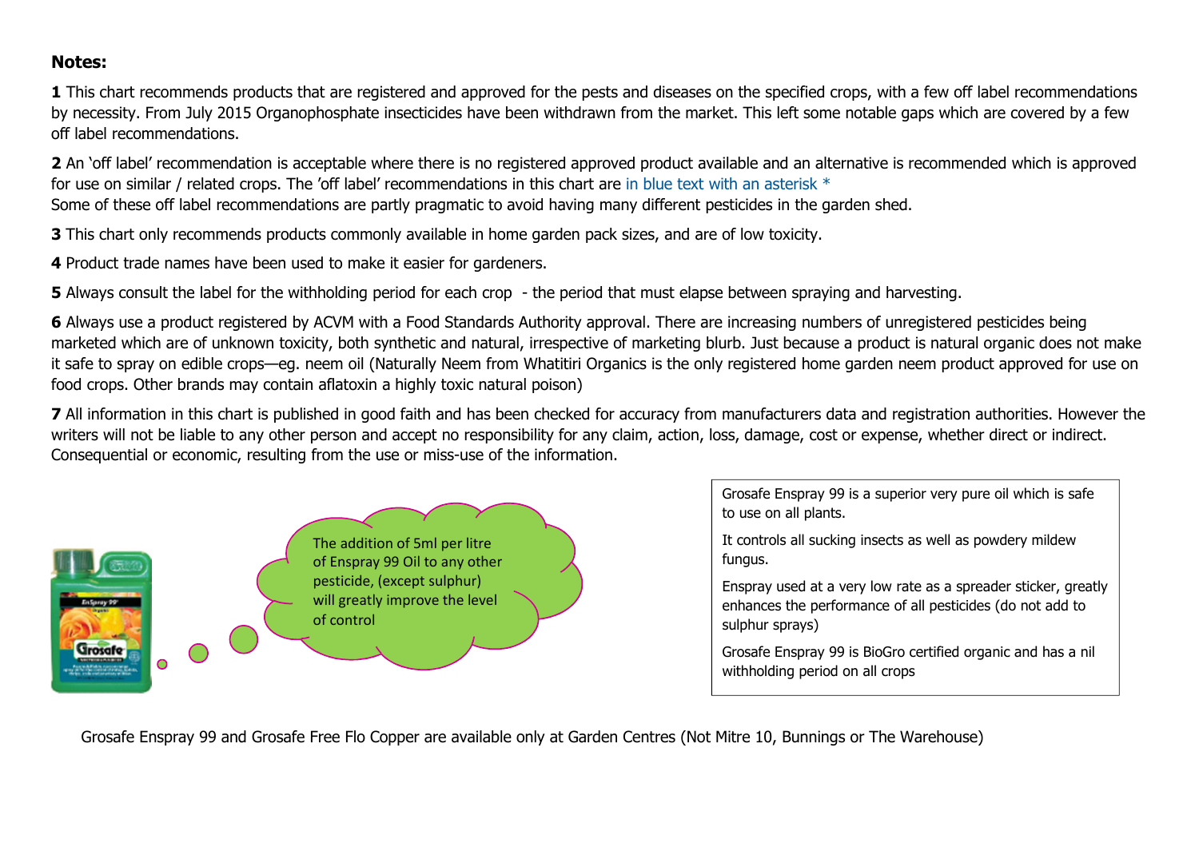**Notes:**

**1** This chart recommends products that are registered and approved for the pests and diseases on the specified crops, with a few off label recommendations by necessity. From July 2015 Organophosphate insecticides have been withdrawn from the market. This left some notable gaps which are covered by a few off label recommendations.

**2** An 'off label' recommendation is acceptable where there is no registered approved product available and an alternative is recommended which is approved for use on similar / related crops. The 'off label' recommendations in this chart are in blue text with an asterisk *
Some of these off label recommendations are partly pragmatic to avoid having many different pesticides in the garden shed.

**3** This chart only recommends products commonly available in home garden pack sizes, and are of low toxicity.

**4** Product trade names have been used to make it easier for gardeners.

**5** Always consult the label for the withholding period for each crop - the period that must elapse between spraying and harvesting.

**6** Always use a product registered by ACVM with a Food Standards Authority approval. There are increasing numbers of unregistered pesticides being marketed which are of unknown toxicity, both synthetic and natural, irrespective of marketing blurb. Just because a product is natural organic does not make it safe to spray on edible crops—eg. neem oil (Naturally Neem from Whatitiri Organics is the only registered home garden neem product approved for use on food crops. Other brands may contain aflatoxin a highly toxic natural poison)

**7** All information in this chart is published in good faith and has been checked for accuracy from manufacturers data and registration authorities. However the writers will not be liable to any other person and accept no responsibility for any claim, action, loss, damage, cost or expense, whether direct or indirect. Consequential or economic, resulting from the use or miss-use of the information.

The addition of 5ml per litre of Enspray 99 Oil to any other pesticide, (except sulphur) will greatly improve the level of control

Grosafe Enspray 99 is a superior very pure oil which is safe to use on all plants.

It controls all sucking insects as well as powdery mildew fungus.

Enspray used at a very low rate as a spreader sticker, greatly enhances the performance of all pesticides (do not add to sulphur sprays)

Grosafe Enspray 99 is BioGro certified organic and has a nil withholding period on all crops

Grosafe Enspray 99 and Grosafe Free Flo Copper are available only at Garden Centres (Not Mitre 10, Bunnings or The Warehouse)